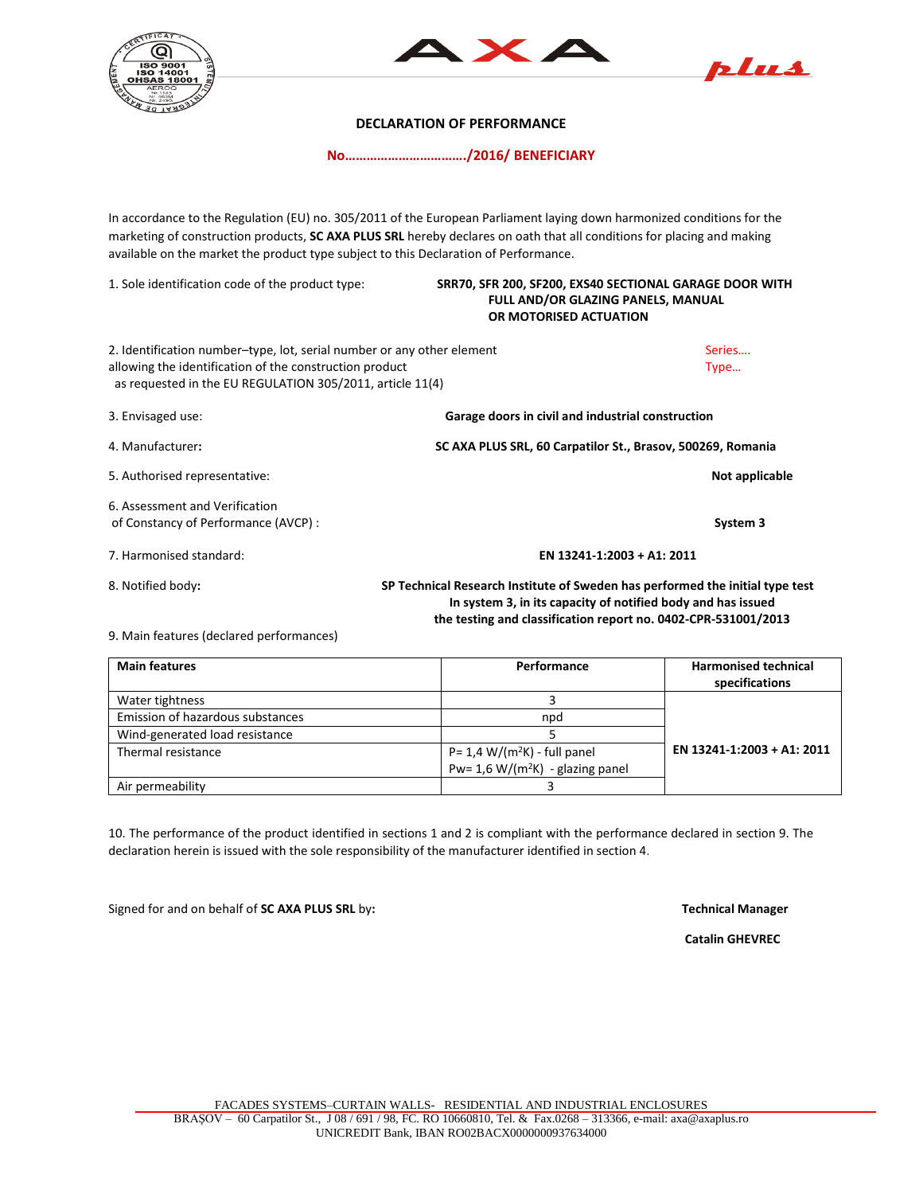# DECLARATION OF PERFORMANCE

**No……………………………./2016/ BENEFICIARY**

In accordance to the Regulation (EU) no. 305/2011 of the European Parliament laying down harmonized conditions for the marketing of construction products, **SC AXA PLUS SRL** hereby declares on oath that all conditions for placing and making available on the market the product type subject to this Declaration of Performance.

1. Sole identification code of the product type: **SRR70, SFR 200, SF200, EXS40 SECTIONAL GARAGE DOOR WITH FULL AND/OR GLAZING PANELS, MANUAL OR MOTORISED ACTUATION**

2. Identification number–type, lot, serial number or any other element allowing the identification of the construction product as requested in the EU REGULATION 305/2011, article 11(4)
   Series….
   Type…

3. Envisaged use: **Garage doors in civil and industrial construction**

4. Manufacturer**:** **SC AXA PLUS SRL, 60 Carpatilor St., Brasov, 500269, Romania**

5. Authorised representative: **Not applicable**

6. Assessment and Verification of Constancy of Performance (AVCP) : **System 3**

7. Harmonised standard: **EN 13241-1:2003 + A1: 2011**

8. Notified body**:** **SP Technical Research Institute of Sweden has performed the initial type test In system 3, in its capacity of notified body and has issued the testing and classification report no. 0402-CPR-531001/2013**

9. Main features (declared performances)

| Main features | Performance | Harmonised technical specifications |
|---|---|---|
| Water tightness | 3 | EN 13241-1:2003 + A1: 2011 |
| Emission of hazardous substances | npd | |
| Wind-generated load resistance | 5 | |
| Thermal resistance | P= 1,4 W/(m²K) - full panel<br>Pw= 1,6 W/(m²K) - glazing panel | |
| Air permeability | 3 | |

10. The performance of the product identified in sections 1 and 2 is compliant with the performance declared in section 9. The declaration herein is issued with the sole responsibility of the manufacturer identified in section 4.

Signed for and on behalf of **SC AXA PLUS SRL** by**:**

**Technical Manager**

**Catalin GHEVREC**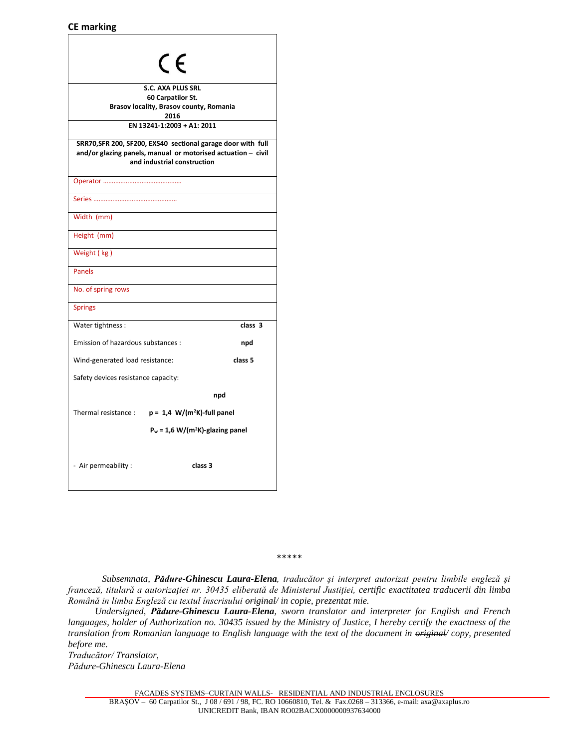## CE marking

| |
|---|
| CE |
| **S.C. AXA PLUS SRL**<br>**60 Carpatilor St.**<br>**Brasov locality, Brasov county, Romania**<br>**2016** |
| **EN 13241-1:2003 + A1: 2011** |
| **SRR70,SFR 200, SF200, EXS40 sectional garage door with full and/or glazing panels, manual or motorised actuation – civil and industrial construction** |
| Operator ……………………………………… |
| Series ………………………………………… |
| Width (mm) |
| Height (mm) |
| Weight ( kg ) |
| Panels |
| No. of spring rows |
| Springs |
| Water tightness : **class 3**<br>Emission of hazardous substances : **npd**<br>Wind-generated load resistance: **class 5**<br>Safety devices resistance capacity: **npd**<br>Thermal resistance : **p = 1,4 W/(m²K)-full panel**<br>**$P_w$ = 1,6 W/(m²K)-glazing panel**<br>- Air permeability : **class 3** |

*****

*Subsemnata, **Pădure-Ghinescu Laura-Elena**, traducător şi interpret autorizat pentru limbile engleză şi franceză, titulară a autorizaţiei nr. 30435 eliberată de Ministerul Justiţiei, certific exactitatea traducerii din limba Română in limba Engleză cu textul înscrisului ~~original~~/ in copie, prezentat mie.*

*Undersigned, **Pădure-Ghinescu Laura-Elena**, sworn translator and interpreter for English and French languages, holder of Authorization no. 30435 issued by the Ministry of Justice, I hereby certify the exactness of the translation from Romanian language to English language with the text of the document in ~~original~~/ copy, presented before me.*

*Traducător/ Translator,*
*Pădure-Ghinescu Laura-Elena*

FACADES SYSTEMS–CURTAIN WALLS- RESIDENTIAL AND INDUSTRIAL ENCLOSURES
BRAŞOV – 60 Carpatilor St., J 08 / 691 / 98, FC. RO 10660810, Tel. & Fax.0268 – 313366, e-mail: axa@axaplus.ro
UNICREDIT Bank, IBAN RO02BACX0000000937634000